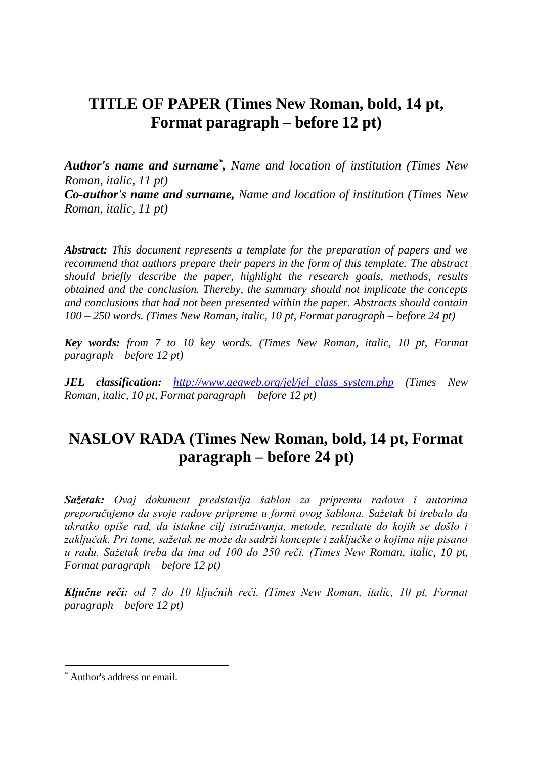# TITLE OF PAPER (Times New Roman, bold, 14 pt, Format paragraph – before 12 pt)

***Author's name and surname**[*], Name and location of institution (Times New Roman, italic, 11 pt)*
***Co-author's name and surname,** Name and location of institution (Times New Roman, italic, 11 pt)*

***Abstract:** This document represents a template for the preparation of papers and we recommend that authors prepare their papers in the form of this template. The abstract should briefly describe the paper, highlight the research goals, methods, results obtained and the conclusion. Thereby, the summary should not implicate the concepts and conclusions that had not been presented within the paper. Abstracts should contain 100 – 250 words. (Times New Roman, italic, 10 pt, Format paragraph – before 24 pt)*

***Key words:** from 7 to 10 key words. (Times New Roman, italic, 10 pt, Format paragraph – before 12 pt)*

***JEL classification:** [http://www.aeaweb.org/jel/jel_class_system.php](http://www.aeaweb.org/jel/jel_class_system.php) (Times New Roman, italic, 10 pt, Format paragraph – before 12 pt)*

# NASLOV RADA (Times New Roman, bold, 14 pt, Format paragraph – before 24 pt)

***Sažetak:** Ovaj dokument predstavlja šablon za pripremu radova i autorima preporučujemo da svoje radove pripreme u formi ovog šablona. Sažetak bi trebalo da ukratko opiše rad, da istakne cilj istraživanja, metode, rezultate do kojih se došlo i zaključak. Pri tome, sažetak ne može da sadrži koncepte i zaključke o kojima nije pisano u radu. Sažetak treba da ima od 100 do 250 reči. (Times New Roman, italic, 10 pt, Format paragraph – before 12 pt)*

***Ključne reči:** od 7 do 10 ključnih reči. (Times New Roman, italic, 10 pt, Format paragraph – before 12 pt)*

---

[*] Author's address or email.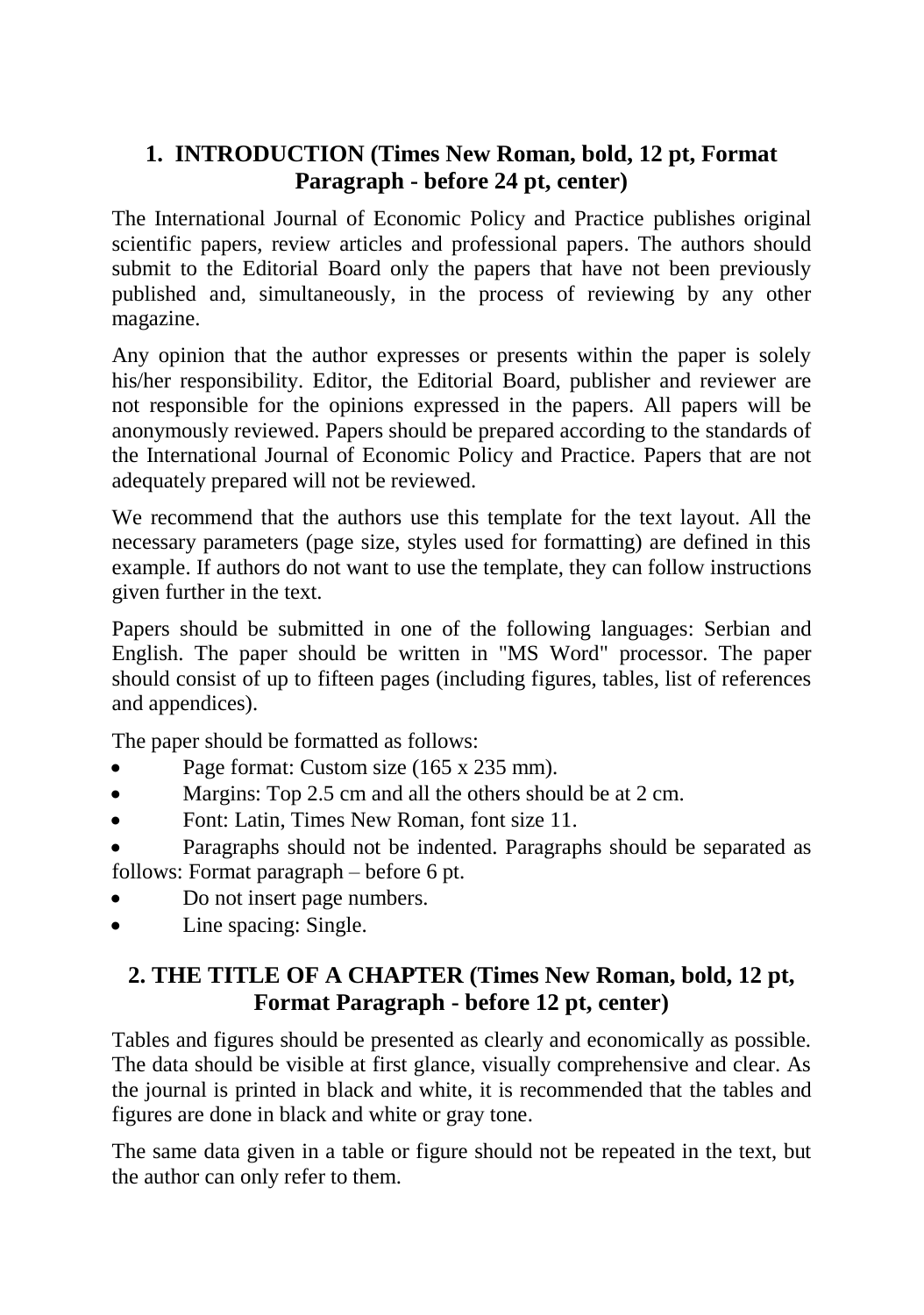## 1. INTRODUCTION (Times New Roman, bold, 12 pt, Format Paragraph - before 24 pt, center)

The International Journal of Economic Policy and Practice publishes original scientific papers, review articles and professional papers. The authors should submit to the Editorial Board only the papers that have not been previously published and, simultaneously, in the process of reviewing by any other magazine.

Any opinion that the author expresses or presents within the paper is solely his/her responsibility. Editor, the Editorial Board, publisher and reviewer are not responsible for the opinions expressed in the papers. All papers will be anonymously reviewed. Papers should be prepared according to the standards of the International Journal of Economic Policy and Practice. Papers that are not adequately prepared will not be reviewed.

We recommend that the authors use this template for the text layout. All the necessary parameters (page size, styles used for formatting) are defined in this example. If authors do not want to use the template, they can follow instructions given further in the text.

Papers should be submitted in one of the following languages: Serbian and English. The paper should be written in "MS Word" processor. The paper should consist of up to fifteen pages (including figures, tables, list of references and appendices).

The paper should be formatted as follows:

- Page format: Custom size (165 x 235 mm).
- Margins: Top 2.5 cm and all the others should be at 2 cm.
- Font: Latin, Times New Roman, font size 11.
- Paragraphs should not be indented. Paragraphs should be separated as follows: Format paragraph – before 6 pt.
- Do not insert page numbers.
- Line spacing: Single.

## 2. THE TITLE OF A CHAPTER (Times New Roman, bold, 12 pt, Format Paragraph - before 12 pt, center)

Tables and figures should be presented as clearly and economically as possible. The data should be visible at first glance, visually comprehensive and clear. As the journal is printed in black and white, it is recommended that the tables and figures are done in black and white or gray tone.

The same data given in a table or figure should not be repeated in the text, but the author can only refer to them.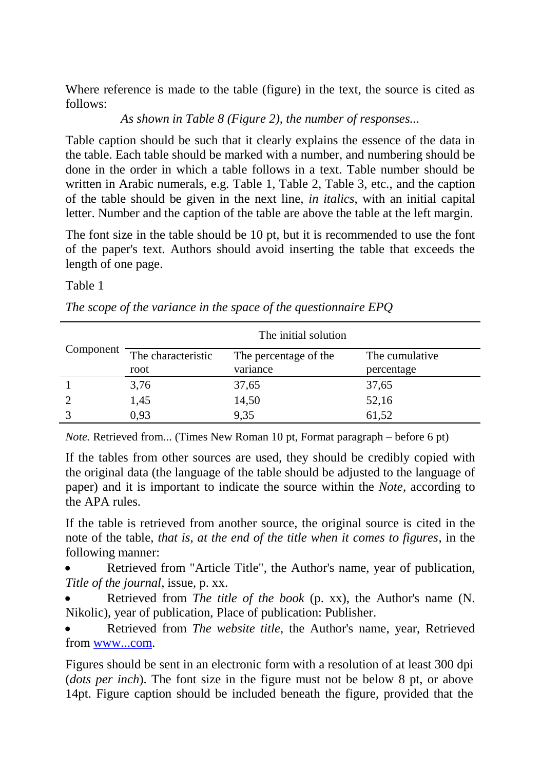Where reference is made to the table (figure) in the text, the source is cited as follows:

*As shown in Table 8 (Figure 2), the number of responses...*

Table caption should be such that it clearly explains the essence of the data in the table. Each table should be marked with a number, and numbering should be done in the order in which a table follows in a text. Table number should be written in Arabic numerals, e.g. Table 1, Table 2, Table 3, etc., and the caption of the table should be given in the next line, *in italics*, with an initial capital letter. Number and the caption of the table are above the table at the left margin.

The font size in the table should be 10 pt, but it is recommended to use the font of the paper's text. Authors should avoid inserting the table that exceeds the length of one page.

Table 1

*The scope of the variance in the space of the questionnaire EPQ*

| Component | The initial solution | | |
|---|---|---|---|
| | The characteristic root | The percentage of the variance | The cumulative percentage |
| 1 | 3,76 | 37,65 | 37,65 |
| 2 | 1,45 | 14,50 | 52,16 |
| 3 | 0,93 | 9,35 | 61,52 |

*Note.* Retrieved from... (Times New Roman 10 pt, Format paragraph – before 6 pt)

If the tables from other sources are used, they should be credibly copied with the original data (the language of the table should be adjusted to the language of paper) and it is important to indicate the source within the *Note*, according to the APA rules.

If the table is retrieved from another source, the original source is cited in the note of the table, *that is, at the end of the title when it comes to figures*, in the following manner:

- Retrieved from "Article Title", the Author's name, year of publication, *Title of the journal*, issue, p. xx.
- Retrieved from *The title of the book* (p. xx), the Author's name (N. Nikolic), year of publication, Place of publication: Publisher.
- Retrieved from *The website title*, the Author's name, year, Retrieved from www...com.

Figures should be sent in an electronic form with a resolution of at least 300 dpi (*dots per inch*). The font size in the figure must not be below 8 pt, or above 14pt. Figure caption should be included beneath the figure, provided that the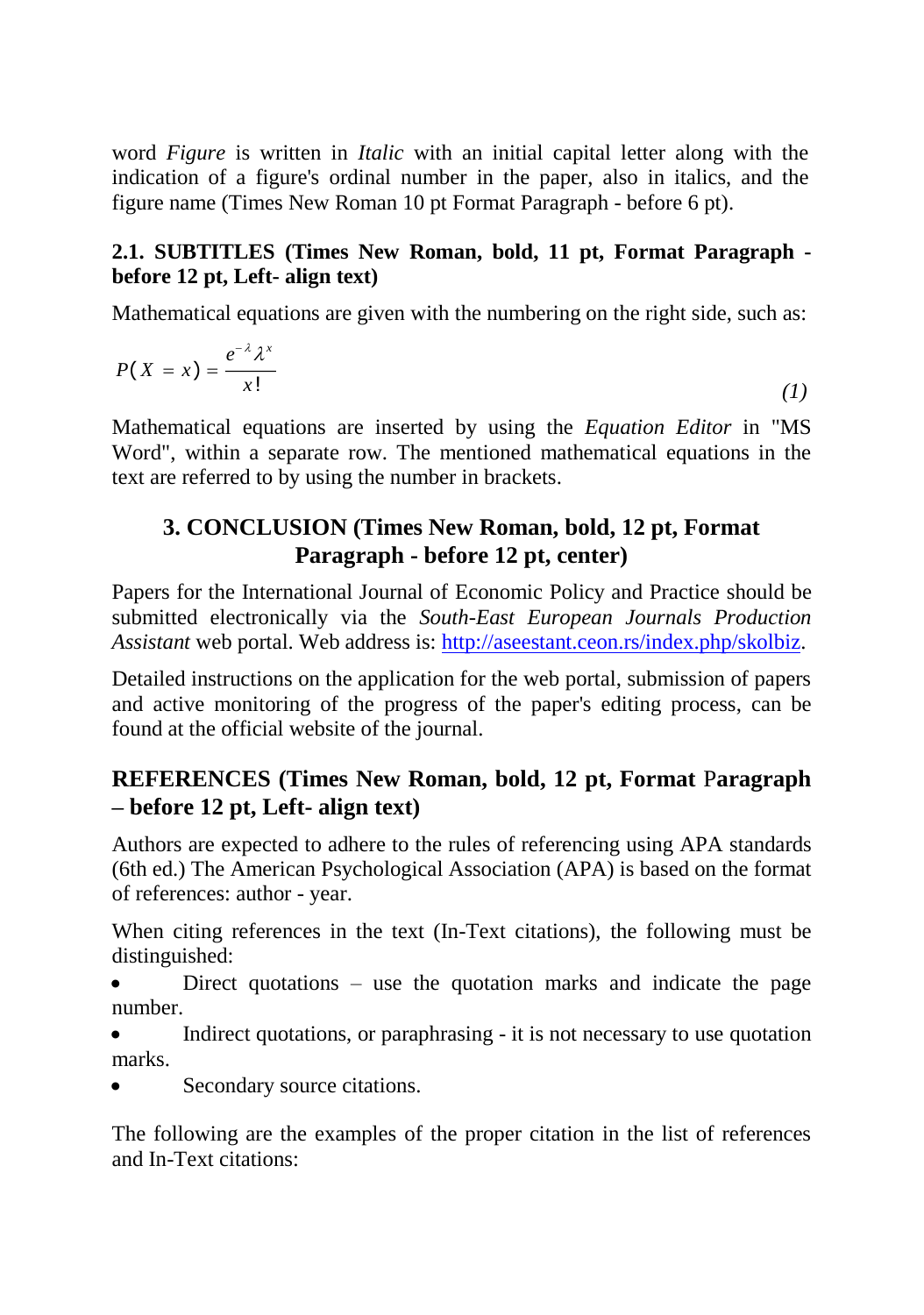word *Figure* is written in *Italic* with an initial capital letter along with the indication of a figure's ordinal number in the paper, also in italics, and the figure name (Times New Roman 10 pt Format Paragraph - before 6 pt).

### 2.1. SUBTITLES (Times New Roman, bold, 11 pt, Format Paragraph - before 12 pt, Left- align text)

Mathematical equations are given with the numbering on the right side, such as:

$$P(X = x) = \frac{e^{-\lambda}\lambda^{x}}{x!} \tag{1}$$

Mathematical equations are inserted by using the *Equation Editor* in "MS Word", within a separate row. The mentioned mathematical equations in the text are referred to by using the number in brackets.

## 3. CONCLUSION (Times New Roman, bold, 12 pt, Format Paragraph - before 12 pt, center)

Papers for the International Journal of Economic Policy and Practice should be submitted electronically via the *South-East European Journals Production Assistant* web portal. Web address is: http://aseestant.ceon.rs/index.php/skolbiz.

Detailed instructions on the application for the web portal, submission of papers and active monitoring of the progress of the paper's editing process, can be found at the official website of the journal.

## REFERENCES (Times New Roman, bold, 12 pt, Format Paragraph – before 12 pt, Left- align text)

Authors are expected to adhere to the rules of referencing using APA standards (6th ed.) The American Psychological Association (APA) is based on the format of references: author - year.

When citing references in the text (In-Text citations), the following must be distinguished:

- Direct quotations – use the quotation marks and indicate the page number.
- Indirect quotations, or paraphrasing - it is not necessary to use quotation marks.
- Secondary source citations.

The following are the examples of the proper citation in the list of references and In-Text citations: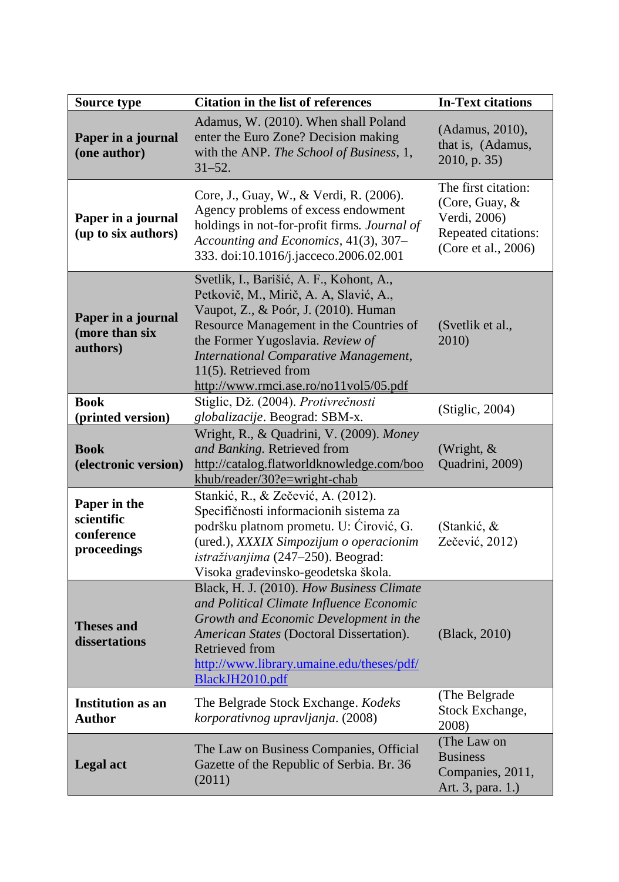| Source type | Citation in the list of references | In-Text citations |
|---|---|---|
| **Paper in a journal (one author)** | Adamus, W. (2010). When shall Poland enter the Euro Zone? Decision making with the ANP. *The School of Business*, 1, 31–52. | (Adamus, 2010), that is, (Adamus, 2010, p. 35) |
| **Paper in a journal (up to six authors)** | Core, J., Guay, W., & Verdi, R. (2006). Agency problems of excess endowment holdings in not-for-profit firms. *Journal of Accounting and Economics*, 41(3), 307–333. doi:10.1016/j.jacceco.2006.02.001 | The first citation: (Core, Guay, & Verdi, 2006) Repeated citations: (Core et al., 2006) |
| **Paper in a journal (more than six authors)** | Svetlik, I., Barišić, A. F., Kohont, A., Petkovič, M., Mirič, A. A, Slavić, A., Vaupot, Z., & Poór, J. (2010). Human Resource Management in the Countries of the Former Yugoslavia. *Review of International Comparative Management*, 11(5). Retrieved from http://www.rmci.ase.ro/no11vol5/05.pdf | (Svetlik et al., 2010) |
| **Book (printed version)** | Stiglic, Dž. (2004). *Protivrečnosti globalizacije*. Beograd: SBM-x. | (Stiglic, 2004) |
| **Book (electronic version)** | Wright, R., & Quadrini, V. (2009). *Money and Banking.* Retrieved from http://catalog.flatworldknowledge.com/bookhub/reader/30?e=wright-chab | (Wright, & Quadrini, 2009) |
| **Paper in the scientific conference proceedings** | Stankić, R., & Zečević, A. (2012). Specifičnosti informacionih sistema za podršku platnom prometu. U: Ćirović, G. (ured.), *XXXIX Simpozijum o operacionim istraživanjima* (247–250). Beograd: Visoka građevinsko-geodetska škola. | (Stankić, & Zečević, 2012) |
| **Theses and dissertations** | Black, H. J. (2010). *How Business Climate and Political Climate Influence Economic Growth and Economic Development in the American States* (Doctoral Dissertation). Retrieved from http://www.library.umaine.edu/theses/pdf/BlackJH2010.pdf | (Black, 2010) |
| **Institution as an Author** | The Belgrade Stock Exchange. *Kodeks korporativnog upravljanja*. (2008) | (The Belgrade Stock Exchange, 2008) |
| **Legal act** | The Law on Business Companies, Official Gazette of the Republic of Serbia. Br. 36 (2011) | (The Law on Business Companies, 2011, Art. 3, para. 1.) |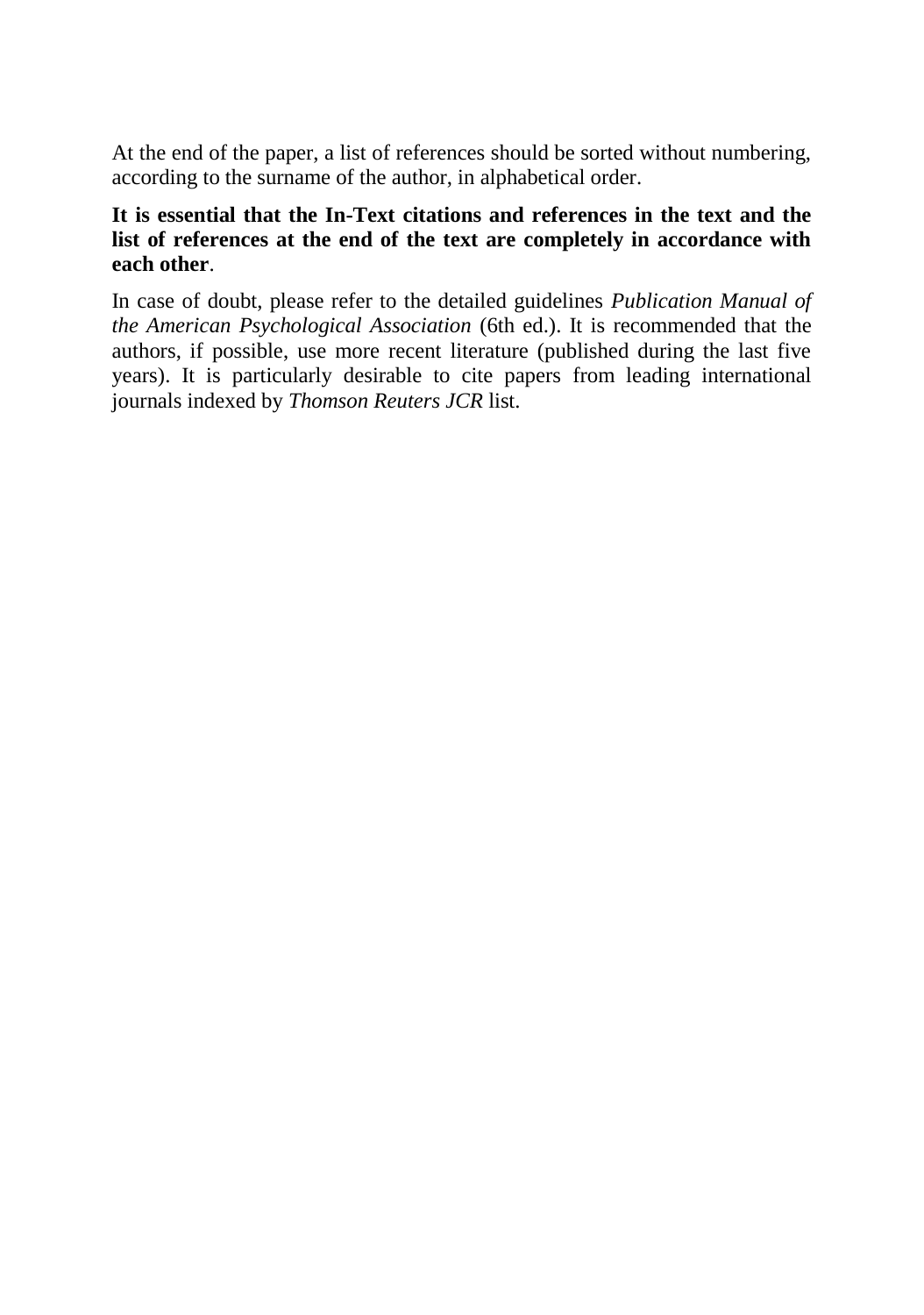At the end of the paper, a list of references should be sorted without numbering, according to the surname of the author, in alphabetical order.

**It is essential that the In-Text citations and references in the text and the list of references at the end of the text are completely in accordance with each other**.

In case of doubt, please refer to the detailed guidelines *Publication Manual of the American Psychological Association* (6th ed.). It is recommended that the authors, if possible, use more recent literature (published during the last five years). It is particularly desirable to cite papers from leading international journals indexed by *Thomson Reuters JCR* list.